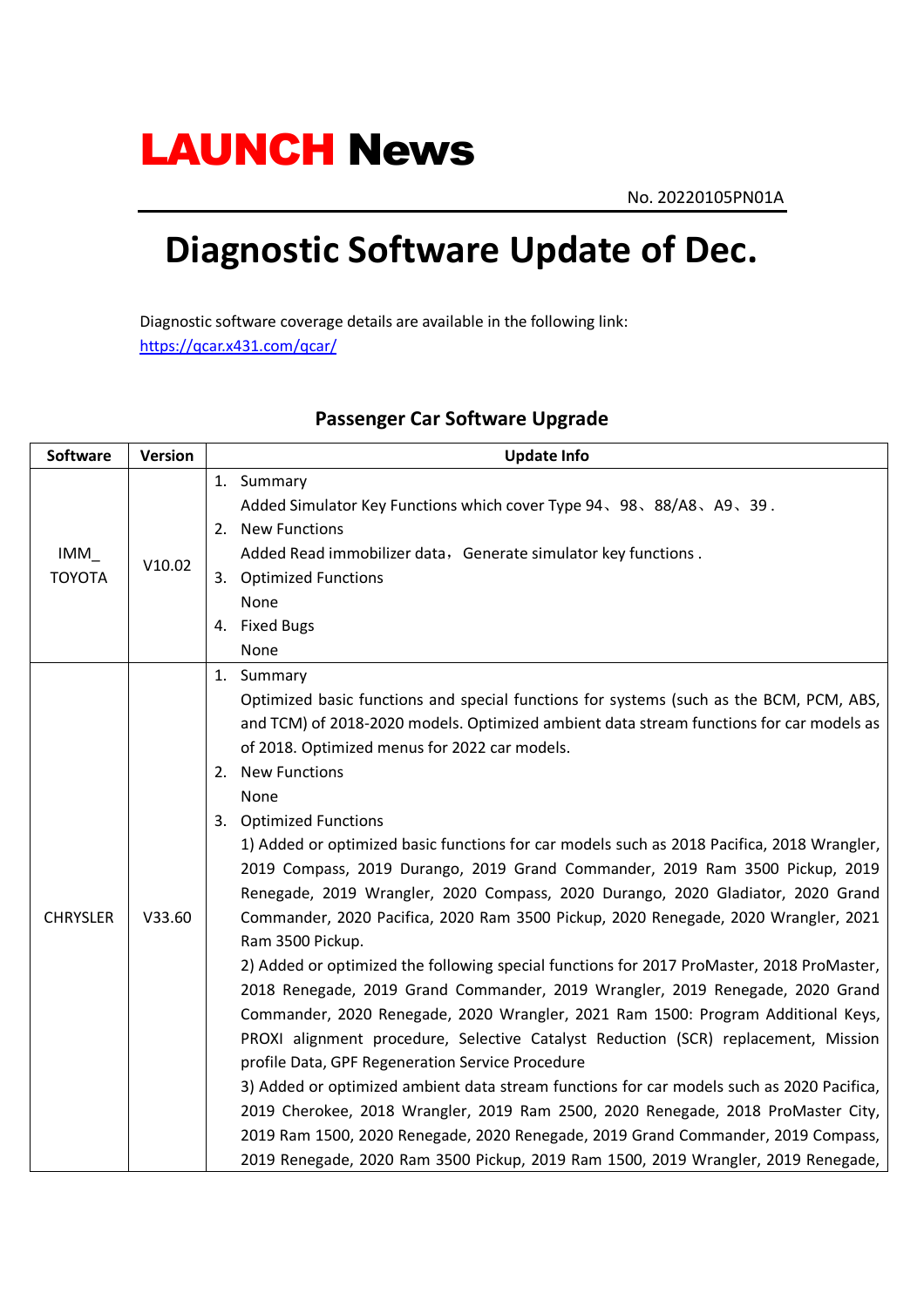# LAUNCH News

No. 20220105PN01A

# Diagnostic Software Update of Dec.

Diagnostic software coverage details are available in the following link:
https://qcar.x431.com/qcar/

## Passenger Car Software Upgrade

| Software | Version | Update Info |
|---|---|---|
| IMM_ TOYOTA | V10.02 | 1. Summary<br>Added Simulator Key Functions which cover Type 94、98、88/A8、A9、39 .<br>2. New Functions<br>Added Read immobilizer data，Generate simulator key functions .<br>3. Optimized Functions<br>None<br>4. Fixed Bugs<br>None |
| CHRYSLER | V33.60 | 1. Summary<br>Optimized basic functions and special functions for systems (such as the BCM, PCM, ABS, and TCM) of 2018-2020 models. Optimized ambient data stream functions for car models as of 2018. Optimized menus for 2022 car models.<br>2. New Functions<br>None<br>3. Optimized Functions<br>1) Added or optimized basic functions for car models such as 2018 Pacifica, 2018 Wrangler, 2019 Compass, 2019 Durango, 2019 Grand Commander, 2019 Ram 3500 Pickup, 2019 Renegade, 2019 Wrangler, 2020 Compass, 2020 Durango, 2020 Gladiator, 2020 Grand Commander, 2020 Pacifica, 2020 Ram 3500 Pickup, 2020 Renegade, 2020 Wrangler, 2021 Ram 3500 Pickup.<br>2) Added or optimized the following special functions for 2017 ProMaster, 2018 ProMaster, 2018 Renegade, 2019 Grand Commander, 2019 Wrangler, 2019 Renegade, 2020 Grand Commander, 2020 Renegade, 2020 Wrangler, 2021 Ram 1500: Program Additional Keys, PROXI alignment procedure, Selective Catalyst Reduction (SCR) replacement, Mission profile Data, GPF Regeneration Service Procedure<br>3) Added or optimized ambient data stream functions for car models such as 2020 Pacifica, 2019 Cherokee, 2018 Wrangler, 2019 Ram 2500, 2020 Renegade, 2018 ProMaster City, 2019 Ram 1500, 2020 Renegade, 2020 Renegade, 2019 Grand Commander, 2019 Compass, 2019 Renegade, 2020 Ram 3500 Pickup, 2019 Ram 1500, 2019 Wrangler, 2019 Renegade, |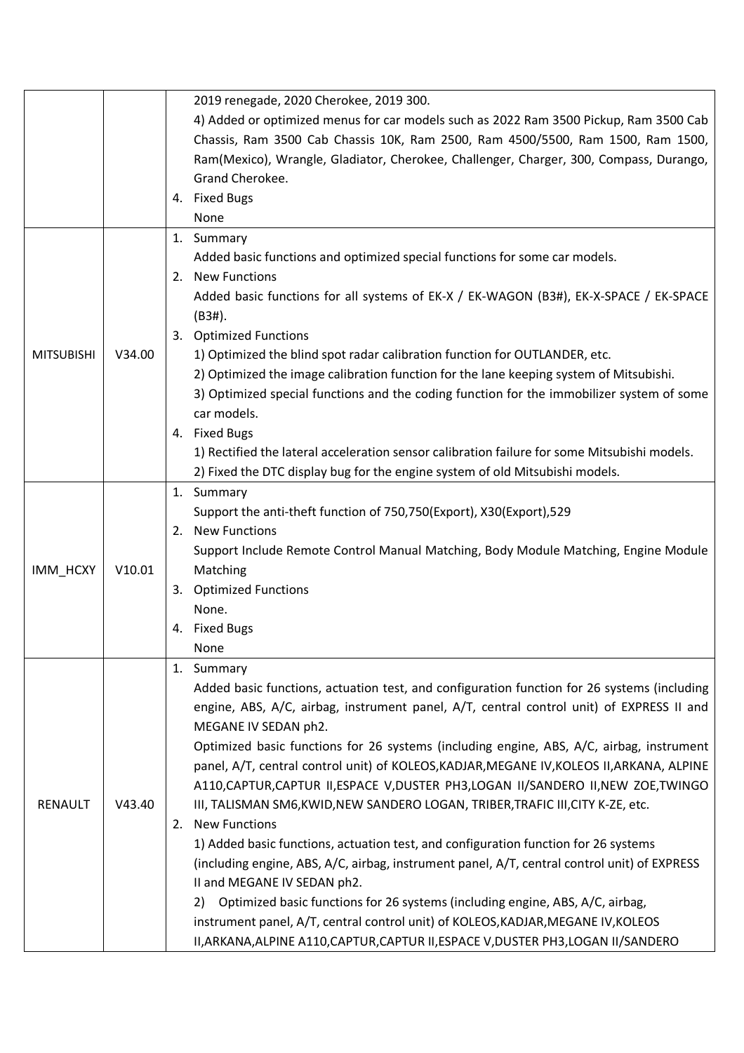| | | |
|---|---|---|
| | | 2019 renegade, 2020 Cherokee, 2019 300.<br>4) Added or optimized menus for car models such as 2022 Ram 3500 Pickup, Ram 3500 Cab Chassis, Ram 3500 Cab Chassis 10K, Ram 2500, Ram 4500/5500, Ram 1500, Ram 1500, Ram(Mexico), Wrangle, Gladiator, Cherokee, Challenger, Charger, 300, Compass, Durango, Grand Cherokee.<br>4. Fixed Bugs<br>None |
| MITSUBISHI | V34.00 | 1. Summary<br>Added basic functions and optimized special functions for some car models.<br>2. New Functions<br>Added basic functions for all systems of EK-X / EK-WAGON (B3#), EK-X-SPACE / EK-SPACE (B3#).<br>3. Optimized Functions<br>1) Optimized the blind spot radar calibration function for OUTLANDER, etc.<br>2) Optimized the image calibration function for the lane keeping system of Mitsubishi.<br>3) Optimized special functions and the coding function for the immobilizer system of some car models.<br>4. Fixed Bugs<br>1) Rectified the lateral acceleration sensor calibration failure for some Mitsubishi models.<br>2) Fixed the DTC display bug for the engine system of old Mitsubishi models. |
| IMM_HCXY | V10.01 | 1. Summary<br>Support the anti-theft function of 750,750(Export), X30(Export),529<br>2. New Functions<br>Support Include Remote Control Manual Matching, Body Module Matching, Engine Module Matching<br>3. Optimized Functions<br>None.<br>4. Fixed Bugs<br>None |
| RENAULT | V43.40 | 1. Summary<br>Added basic functions, actuation test, and configuration function for 26 systems (including engine, ABS, A/C, airbag, instrument panel, A/T, central control unit) of EXPRESS II and MEGANE IV SEDAN ph2.<br>Optimized basic functions for 26 systems (including engine, ABS, A/C, airbag, instrument panel, A/T, central control unit) of KOLEOS,KADJAR,MEGANE IV,KOLEOS II,ARKANA, ALPINE A110,CAPTUR,CAPTUR II,ESPACE V,DUSTER PH3,LOGAN II/SANDERO II,NEW ZOE,TWINGO III, TALISMAN SM6,KWID,NEW SANDERO LOGAN, TRIBER,TRAFIC III,CITY K-ZE, etc.<br>2. New Functions<br>1) Added basic functions, actuation test, and configuration function for 26 systems (including engine, ABS, A/C, airbag, instrument panel, A/T, central control unit) of EXPRESS II and MEGANE IV SEDAN ph2.<br>2) Optimized basic functions for 26 systems (including engine, ABS, A/C, airbag, instrument panel, A/T, central control unit) of KOLEOS,KADJAR,MEGANE IV,KOLEOS II,ARKANA,ALPINE A110,CAPTUR,CAPTUR II,ESPACE V,DUSTER PH3,LOGAN II/SANDERO |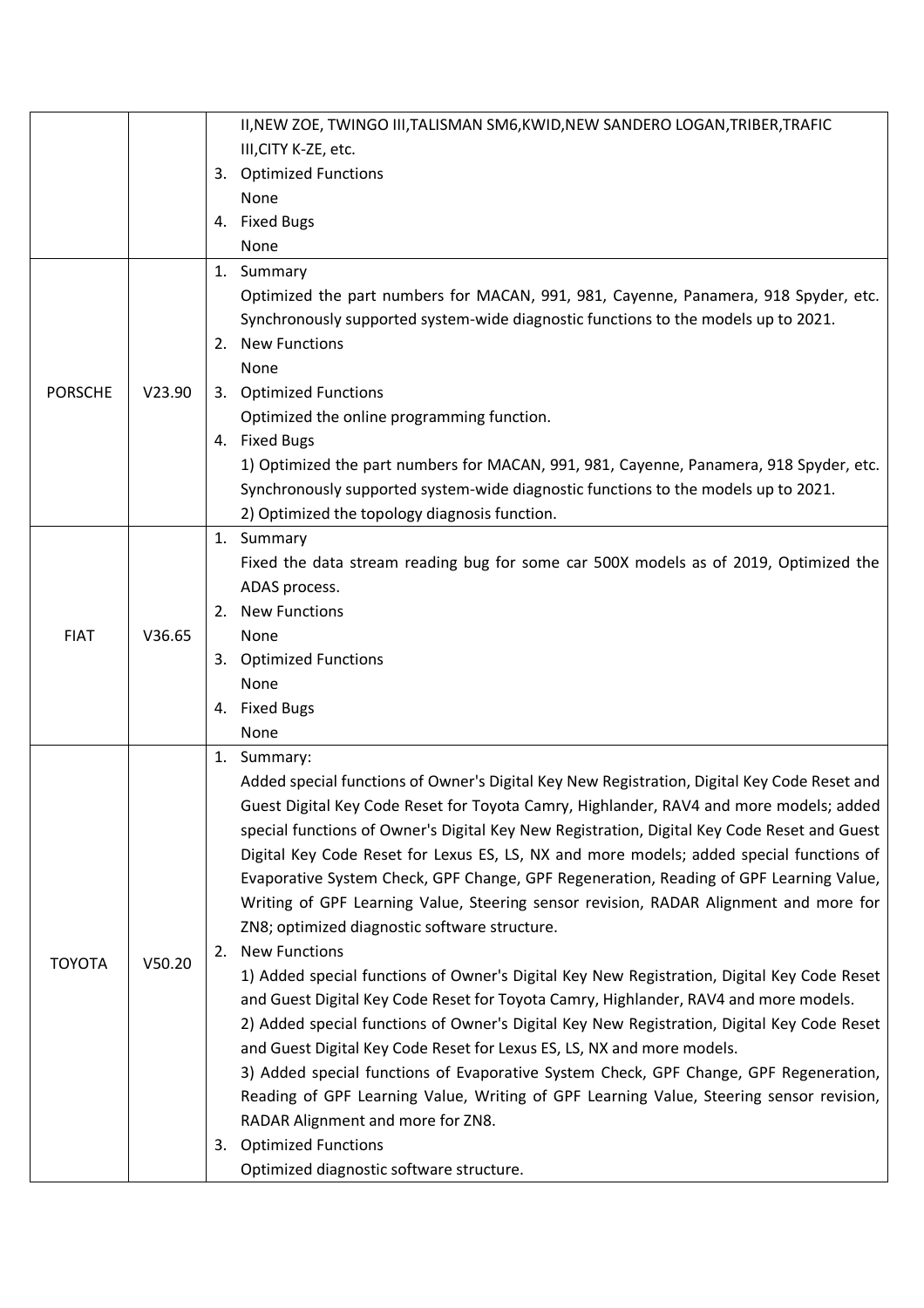| | | |
|---|---|---|
| | | II,NEW ZOE, TWINGO III,TALISMAN SM6,KWID,NEW SANDERO LOGAN,TRIBER,TRAFIC III,CITY K-ZE, etc.<br>3. Optimized Functions<br>None<br>4. Fixed Bugs<br>None |
| PORSCHE | V23.90 | 1. Summary<br>Optimized the part numbers for MACAN, 991, 981, Cayenne, Panamera, 918 Spyder, etc. Synchronously supported system-wide diagnostic functions to the models up to 2021.<br>2. New Functions<br>None<br>3. Optimized Functions<br>Optimized the online programming function.<br>4. Fixed Bugs<br>1) Optimized the part numbers for MACAN, 991, 981, Cayenne, Panamera, 918 Spyder, etc. Synchronously supported system-wide diagnostic functions to the models up to 2021.<br>2) Optimized the topology diagnosis function. |
| FIAT | V36.65 | 1. Summary<br>Fixed the data stream reading bug for some car 500X models as of 2019, Optimized the ADAS process.<br>2. New Functions<br>None<br>3. Optimized Functions<br>None<br>4. Fixed Bugs<br>None |
| TOYOTA | V50.20 | 1. Summary:<br>Added special functions of Owner's Digital Key New Registration, Digital Key Code Reset and Guest Digital Key Code Reset for Toyota Camry, Highlander, RAV4 and more models; added special functions of Owner's Digital Key New Registration, Digital Key Code Reset and Guest Digital Key Code Reset for Lexus ES, LS, NX and more models; added special functions of Evaporative System Check, GPF Change, GPF Regeneration, Reading of GPF Learning Value, Writing of GPF Learning Value, Steering sensor revision, RADAR Alignment and more for ZN8; optimized diagnostic software structure.<br>2. New Functions<br>1) Added special functions of Owner's Digital Key New Registration, Digital Key Code Reset and Guest Digital Key Code Reset for Toyota Camry, Highlander, RAV4 and more models.<br>2) Added special functions of Owner's Digital Key New Registration, Digital Key Code Reset and Guest Digital Key Code Reset for Lexus ES, LS, NX and more models.<br>3) Added special functions of Evaporative System Check, GPF Change, GPF Regeneration, Reading of GPF Learning Value, Writing of GPF Learning Value, Steering sensor revision, RADAR Alignment and more for ZN8.<br>3. Optimized Functions<br>Optimized diagnostic software structure. |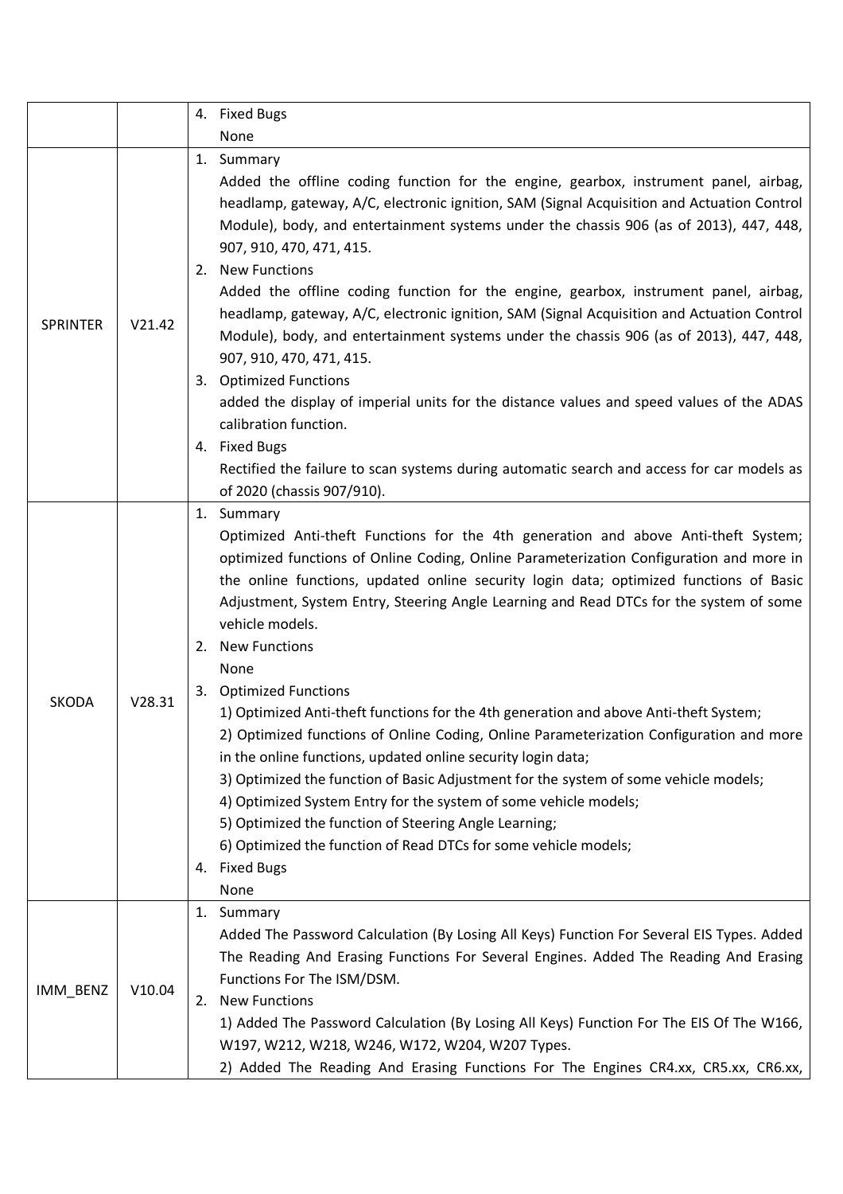| | | 4. Fixed Bugs<br>None |
|---|---|---|
| SPRINTER | V21.42 | 1. Summary<br>Added the offline coding function for the engine, gearbox, instrument panel, airbag, headlamp, gateway, A/C, electronic ignition, SAM (Signal Acquisition and Actuation Control Module), body, and entertainment systems under the chassis 906 (as of 2013), 447, 448, 907, 910, 470, 471, 415.<br>2. New Functions<br>Added the offline coding function for the engine, gearbox, instrument panel, airbag, headlamp, gateway, A/C, electronic ignition, SAM (Signal Acquisition and Actuation Control Module), body, and entertainment systems under the chassis 906 (as of 2013), 447, 448, 907, 910, 470, 471, 415.<br>3. Optimized Functions<br>added the display of imperial units for the distance values and speed values of the ADAS calibration function.<br>4. Fixed Bugs<br>Rectified the failure to scan systems during automatic search and access for car models as of 2020 (chassis 907/910). |
| SKODA | V28.31 | 1. Summary<br>Optimized Anti-theft Functions for the 4th generation and above Anti-theft System; optimized functions of Online Coding, Online Parameterization Configuration and more in the online functions, updated online security login data; optimized functions of Basic Adjustment, System Entry, Steering Angle Learning and Read DTCs for the system of some vehicle models.<br>2. New Functions<br>None<br>3. Optimized Functions<br>1) Optimized Anti-theft functions for the 4th generation and above Anti-theft System;<br>2) Optimized functions of Online Coding, Online Parameterization Configuration and more in the online functions, updated online security login data;<br>3) Optimized the function of Basic Adjustment for the system of some vehicle models;<br>4) Optimized System Entry for the system of some vehicle models;<br>5) Optimized the function of Steering Angle Learning;<br>6) Optimized the function of Read DTCs for some vehicle models;<br>4. Fixed Bugs<br>None |
| IMM_BENZ | V10.04 | 1. Summary<br>Added The Password Calculation (By Losing All Keys) Function For Several EIS Types. Added The Reading And Erasing Functions For Several Engines. Added The Reading And Erasing Functions For The ISM/DSM.<br>2. New Functions<br>1) Added The Password Calculation (By Losing All Keys) Function For The EIS Of The W166, W197, W212, W218, W246, W172, W204, W207 Types.<br>2) Added The Reading And Erasing Functions For The Engines CR4.xx, CR5.xx, CR6.xx, |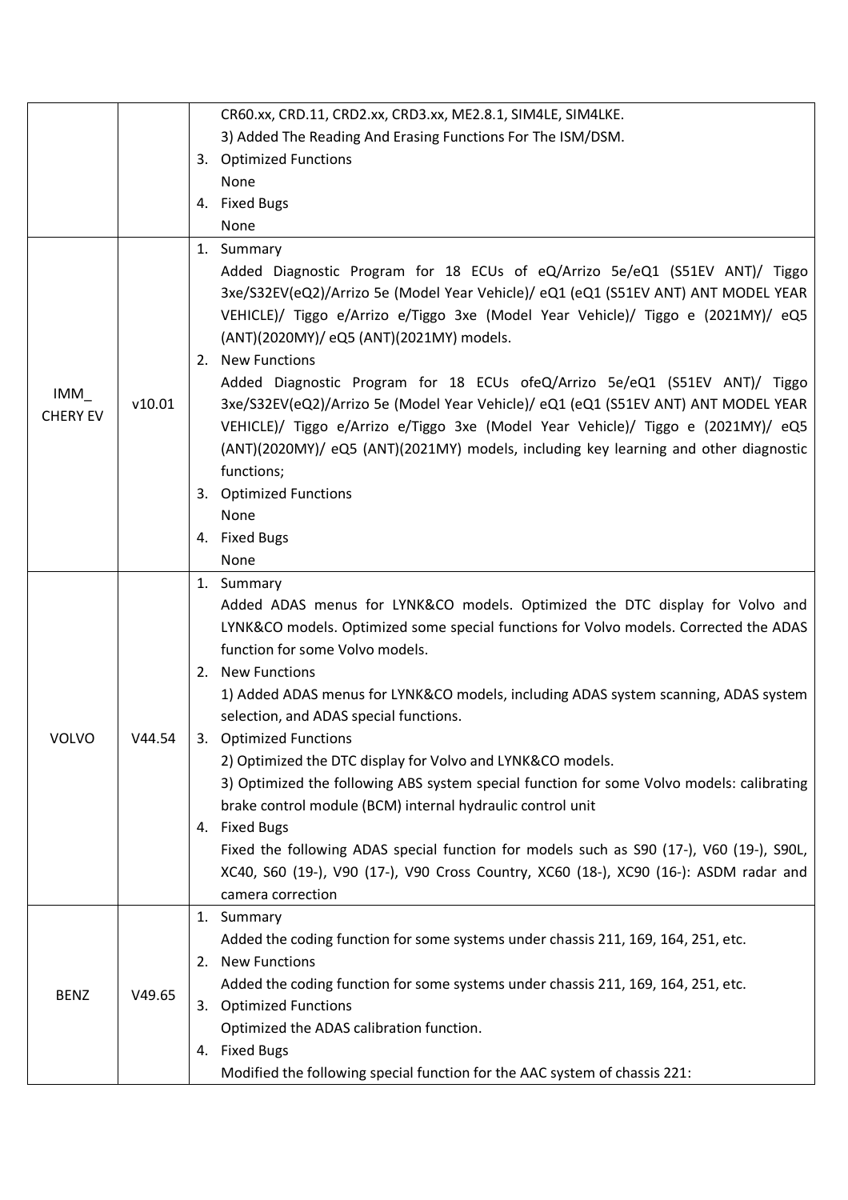| | | |
|---|---|---|
| | | CR60.xx, CRD.11, CRD2.xx, CRD3.xx, ME2.8.1, SIM4LE, SIM4LKE.<br>3) Added The Reading And Erasing Functions For The ISM/DSM.<br>3. Optimized Functions<br>None<br>4. Fixed Bugs<br>None |
| IMM_ CHERY EV | v10.01 | 1. Summary<br>Added Diagnostic Program for 18 ECUs of eQ/Arrizo 5e/eQ1 (S51EV ANT)/ Tiggo 3xe/S32EV(eQ2)/Arrizo 5e (Model Year Vehicle)/ eQ1 (eQ1 (S51EV ANT) ANT MODEL YEAR VEHICLE)/ Tiggo e/Arrizo e/Tiggo 3xe (Model Year Vehicle)/ Tiggo e (2021MY)/ eQ5 (ANT)(2020MY)/ eQ5 (ANT)(2021MY) models.<br>2. New Functions<br>Added Diagnostic Program for 18 ECUs ofeQ/Arrizo 5e/eQ1 (S51EV ANT)/ Tiggo 3xe/S32EV(eQ2)/Arrizo 5e (Model Year Vehicle)/ eQ1 (eQ1 (S51EV ANT) ANT MODEL YEAR VEHICLE)/ Tiggo e/Arrizo e/Tiggo 3xe (Model Year Vehicle)/ Tiggo e (2021MY)/ eQ5 (ANT)(2020MY)/ eQ5 (ANT)(2021MY) models, including key learning and other diagnostic functions;<br>3. Optimized Functions<br>None<br>4. Fixed Bugs<br>None |
| VOLVO | V44.54 | 1. Summary<br>Added ADAS menus for LYNK&CO models. Optimized the DTC display for Volvo and LYNK&CO models. Optimized some special functions for Volvo models. Corrected the ADAS function for some Volvo models.<br>2. New Functions<br>1) Added ADAS menus for LYNK&CO models, including ADAS system scanning, ADAS system selection, and ADAS special functions.<br>3. Optimized Functions<br>2) Optimized the DTC display for Volvo and LYNK&CO models.<br>3) Optimized the following ABS system special function for some Volvo models: calibrating brake control module (BCM) internal hydraulic control unit<br>4. Fixed Bugs<br>Fixed the following ADAS special function for models such as S90 (17-), V60 (19-), S90L, XC40, S60 (19-), V90 (17-), V90 Cross Country, XC60 (18-), XC90 (16-): ASDM radar and camera correction |
| BENZ | V49.65 | 1. Summary<br>Added the coding function for some systems under chassis 211, 169, 164, 251, etc.<br>2. New Functions<br>Added the coding function for some systems under chassis 211, 169, 164, 251, etc.<br>3. Optimized Functions<br>Optimized the ADAS calibration function.<br>4. Fixed Bugs<br>Modified the following special function for the AAC system of chassis 221: |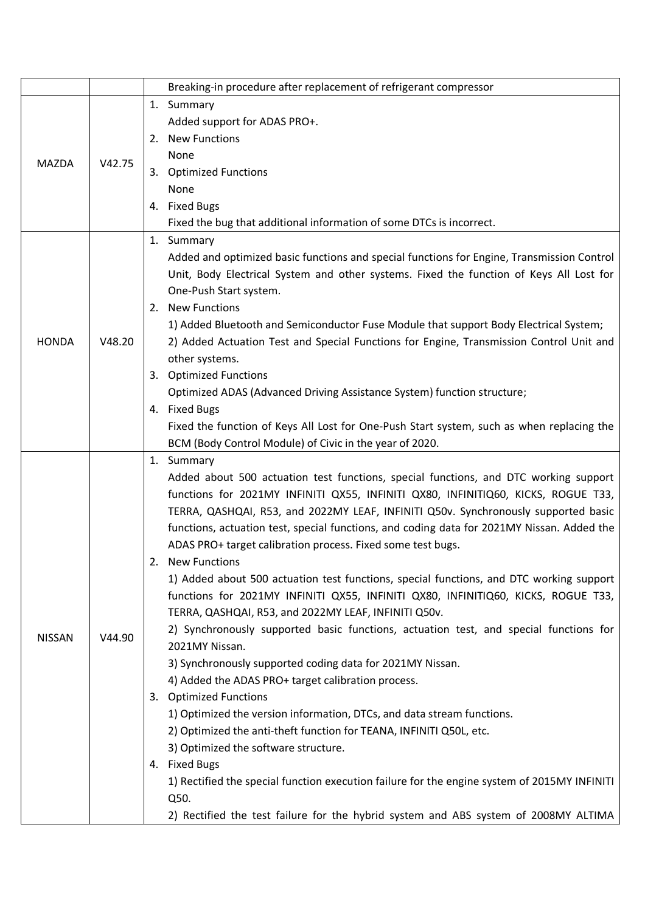| | | |
|---|---|---|
| | | Breaking-in procedure after replacement of refrigerant compressor |
| MAZDA | V42.75 | 1. Summary<br>Added support for ADAS PRO+.<br>2. New Functions<br>None<br>3. Optimized Functions<br>None<br>4. Fixed Bugs<br>Fixed the bug that additional information of some DTCs is incorrect. |
| HONDA | V48.20 | 1. Summary<br>Added and optimized basic functions and special functions for Engine, Transmission Control Unit, Body Electrical System and other systems. Fixed the function of Keys All Lost for One-Push Start system.<br>2. New Functions<br>1) Added Bluetooth and Semiconductor Fuse Module that support Body Electrical System;<br>2) Added Actuation Test and Special Functions for Engine, Transmission Control Unit and other systems.<br>3. Optimized Functions<br>Optimized ADAS (Advanced Driving Assistance System) function structure;<br>4. Fixed Bugs<br>Fixed the function of Keys All Lost for One-Push Start system, such as when replacing the BCM (Body Control Module) of Civic in the year of 2020. |
| NISSAN | V44.90 | 1. Summary<br>Added about 500 actuation test functions, special functions, and DTC working support functions for 2021MY INFINITI QX55, INFINITI QX80, INFINITIQ60, KICKS, ROGUE T33, TERRA, QASHQAI, R53, and 2022MY LEAF, INFINITI Q50v. Synchronously supported basic functions, actuation test, special functions, and coding data for 2021MY Nissan. Added the ADAS PRO+ target calibration process. Fixed some test bugs.<br>2. New Functions<br>1) Added about 500 actuation test functions, special functions, and DTC working support functions for 2021MY INFINITI QX55, INFINITI QX80, INFINITIQ60, KICKS, ROGUE T33, TERRA, QASHQAI, R53, and 2022MY LEAF, INFINITI Q50v.<br>2) Synchronously supported basic functions, actuation test, and special functions for 2021MY Nissan.<br>3) Synchronously supported coding data for 2021MY Nissan.<br>4) Added the ADAS PRO+ target calibration process.<br>3. Optimized Functions<br>1) Optimized the version information, DTCs, and data stream functions.<br>2) Optimized the anti-theft function for TEANA, INFINITI Q50L, etc.<br>3) Optimized the software structure.<br>4. Fixed Bugs<br>1) Rectified the special function execution failure for the engine system of 2015MY INFINITI Q50.<br>2) Rectified the test failure for the hybrid system and ABS system of 2008MY ALTIMA |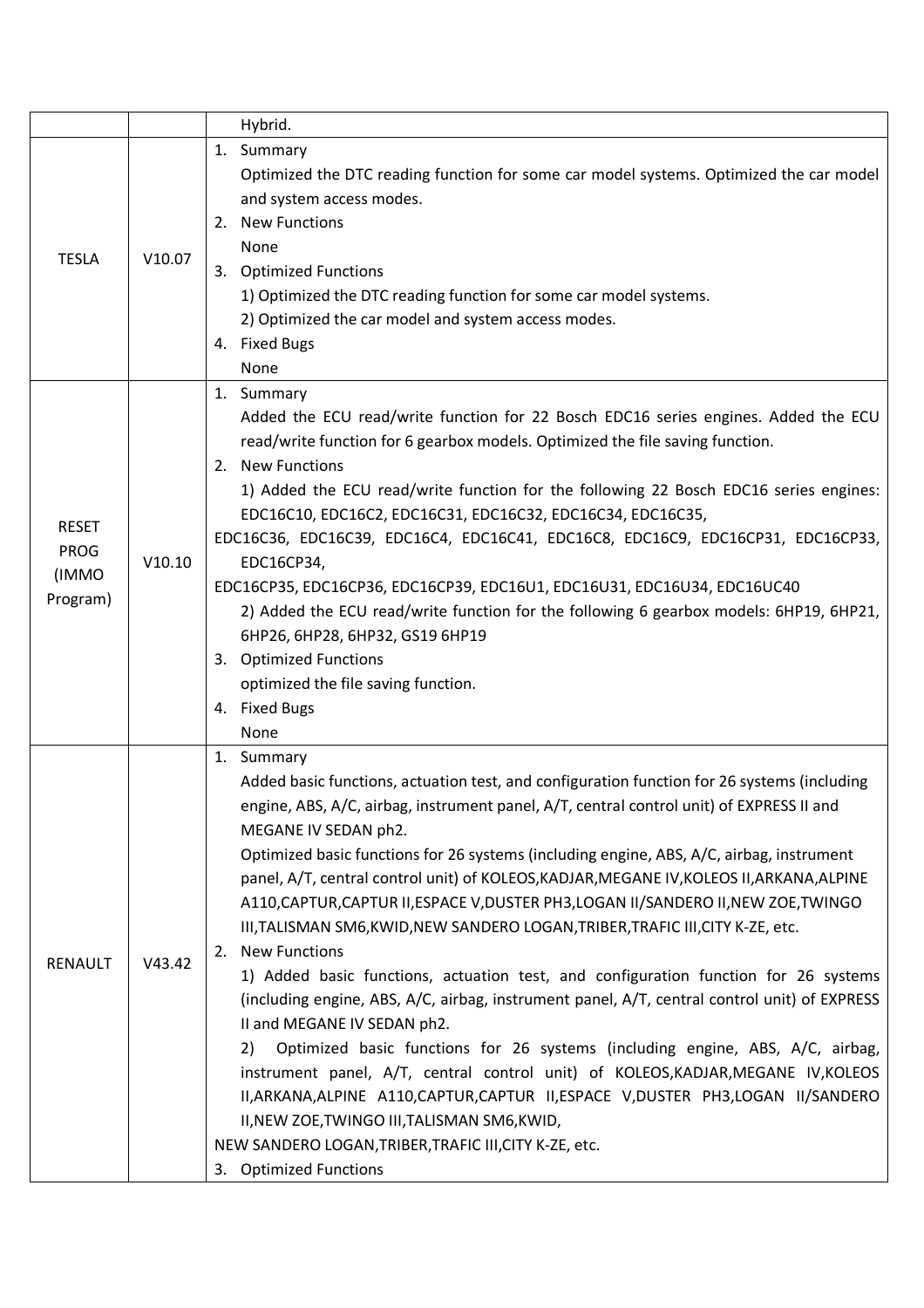| | | |
|---|---|---|
| | | Hybrid. |
| TESLA | V10.07 | 1. Summary<br>Optimized the DTC reading function for some car model systems. Optimized the car model and system access modes.<br>2. New Functions<br>None<br>3. Optimized Functions<br>1) Optimized the DTC reading function for some car model systems.<br>2) Optimized the car model and system access modes.<br>4. Fixed Bugs<br>None |
| RESET PROG (IMMO Program) | V10.10 | 1. Summary<br>Added the ECU read/write function for 22 Bosch EDC16 series engines. Added the ECU read/write function for 6 gearbox models. Optimized the file saving function.<br>2. New Functions<br>1) Added the ECU read/write function for the following 22 Bosch EDC16 series engines: EDC16C10, EDC16C2, EDC16C31, EDC16C32, EDC16C34, EDC16C35, EDC16C36, EDC16C39, EDC16C4, EDC16C41, EDC16C8, EDC16C9, EDC16CP31, EDC16CP33, EDC16CP34, EDC16CP35, EDC16CP36, EDC16CP39, EDC16U1, EDC16U31, EDC16U34, EDC16UC40<br>2) Added the ECU read/write function for the following 6 gearbox models: 6HP19, 6HP21, 6HP26, 6HP28, 6HP32, GS19 6HP19<br>3. Optimized Functions<br>optimized the file saving function.<br>4. Fixed Bugs<br>None |
| RENAULT | V43.42 | 1. Summary<br>Added basic functions, actuation test, and configuration function for 26 systems (including engine, ABS, A/C, airbag, instrument panel, A/T, central control unit) of EXPRESS II and MEGANE IV SEDAN ph2.<br>Optimized basic functions for 26 systems (including engine, ABS, A/C, airbag, instrument panel, A/T, central control unit) of KOLEOS,KADJAR,MEGANE IV,KOLEOS II,ARKANA,ALPINE A110,CAPTUR,CAPTUR II,ESPACE V,DUSTER PH3,LOGAN II/SANDERO II,NEW ZOE,TWINGO III,TALISMAN SM6,KWID,NEW SANDERO LOGAN,TRIBER,TRAFIC III,CITY K-ZE, etc.<br>2. New Functions<br>1) Added basic functions, actuation test, and configuration function for 26 systems (including engine, ABS, A/C, airbag, instrument panel, A/T, central control unit) of EXPRESS II and MEGANE IV SEDAN ph2.<br>2) Optimized basic functions for 26 systems (including engine, ABS, A/C, airbag, instrument panel, A/T, central control unit) of KOLEOS,KADJAR,MEGANE IV,KOLEOS II,ARKANA,ALPINE A110,CAPTUR,CAPTUR II,ESPACE V,DUSTER PH3,LOGAN II/SANDERO II,NEW ZOE,TWINGO III,TALISMAN SM6,KWID, NEW SANDERO LOGAN,TRIBER,TRAFIC III,CITY K-ZE, etc.<br>3. Optimized Functions |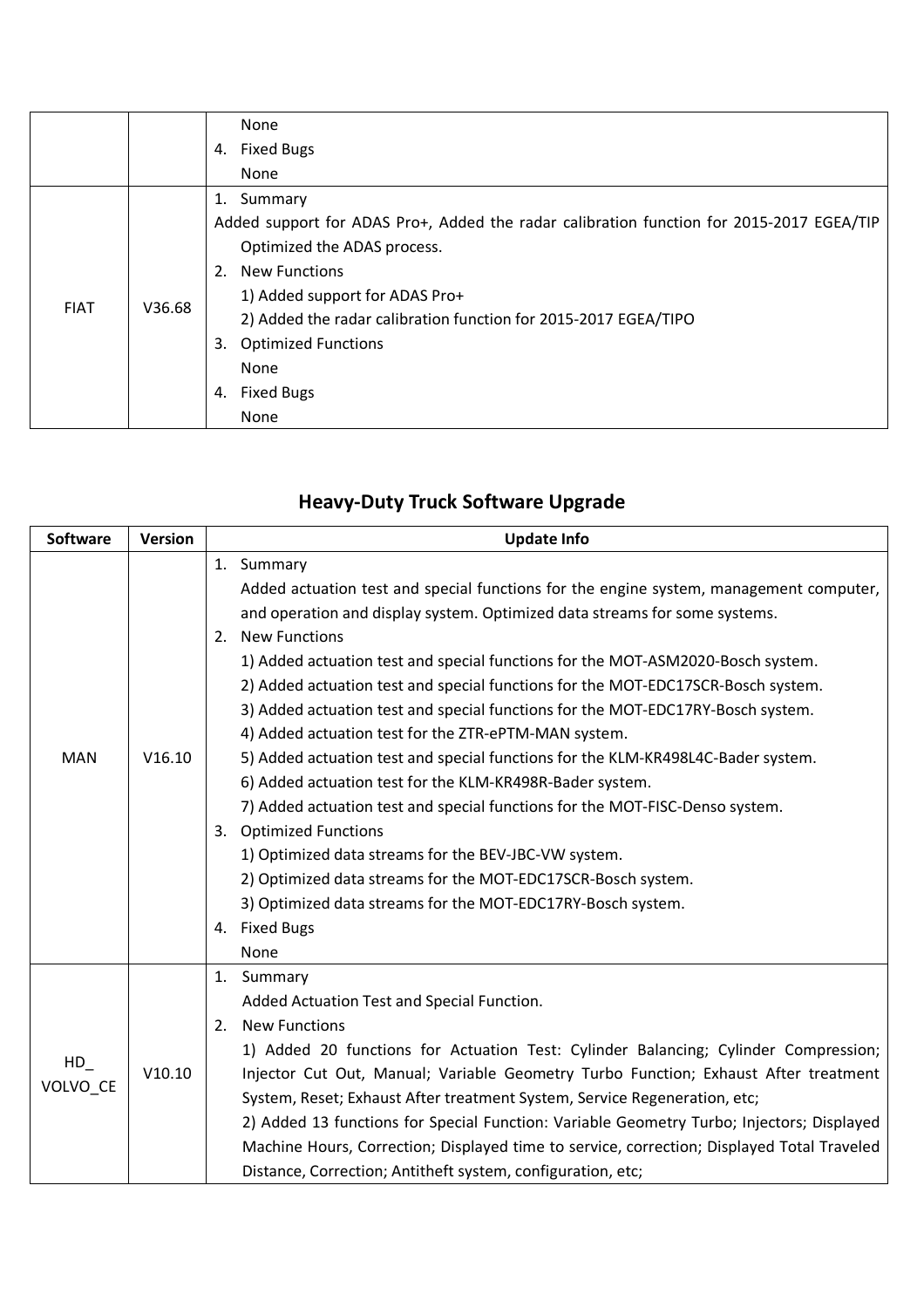| | | None<br>4. Fixed Bugs<br>None |
|---|---|---|
| FIAT | V36.68 | 1. Summary<br>Added support for ADAS Pro+, Added the radar calibration function for 2015-2017 EGEA/TIP Optimized the ADAS process.<br>2. New Functions<br>1) Added support for ADAS Pro+<br>2) Added the radar calibration function for 2015-2017 EGEA/TIPO<br>3. Optimized Functions<br>None<br>4. Fixed Bugs<br>None |

## Heavy-Duty Truck Software Upgrade

| Software | Version | Update Info |
|---|---|---|
| MAN | V16.10 | 1. Summary<br>Added actuation test and special functions for the engine system, management computer, and operation and display system. Optimized data streams for some systems.<br>2. New Functions<br>1) Added actuation test and special functions for the MOT-ASM2020-Bosch system.<br>2) Added actuation test and special functions for the MOT-EDC17SCR-Bosch system.<br>3) Added actuation test and special functions for the MOT-EDC17RY-Bosch system.<br>4) Added actuation test for the ZTR-ePTM-MAN system.<br>5) Added actuation test and special functions for the KLM-KR498L4C-Bader system.<br>6) Added actuation test for the KLM-KR498R-Bader system.<br>7) Added actuation test and special functions for the MOT-FISC-Denso system.<br>3. Optimized Functions<br>1) Optimized data streams for the BEV-JBC-VW system.<br>2) Optimized data streams for the MOT-EDC17SCR-Bosch system.<br>3) Optimized data streams for the MOT-EDC17RY-Bosch system.<br>4. Fixed Bugs<br>None |
| HD_ VOLVO_CE | V10.10 | 1. Summary<br>Added Actuation Test and Special Function.<br>2. New Functions<br>1) Added 20 functions for Actuation Test: Cylinder Balancing; Cylinder Compression; Injector Cut Out, Manual; Variable Geometry Turbo Function; Exhaust After treatment System, Reset; Exhaust After treatment System, Service Regeneration, etc;<br>2) Added 13 functions for Special Function: Variable Geometry Turbo; Injectors; Displayed Machine Hours, Correction; Displayed time to service, correction; Displayed Total Traveled Distance, Correction; Antitheft system, configuration, etc; |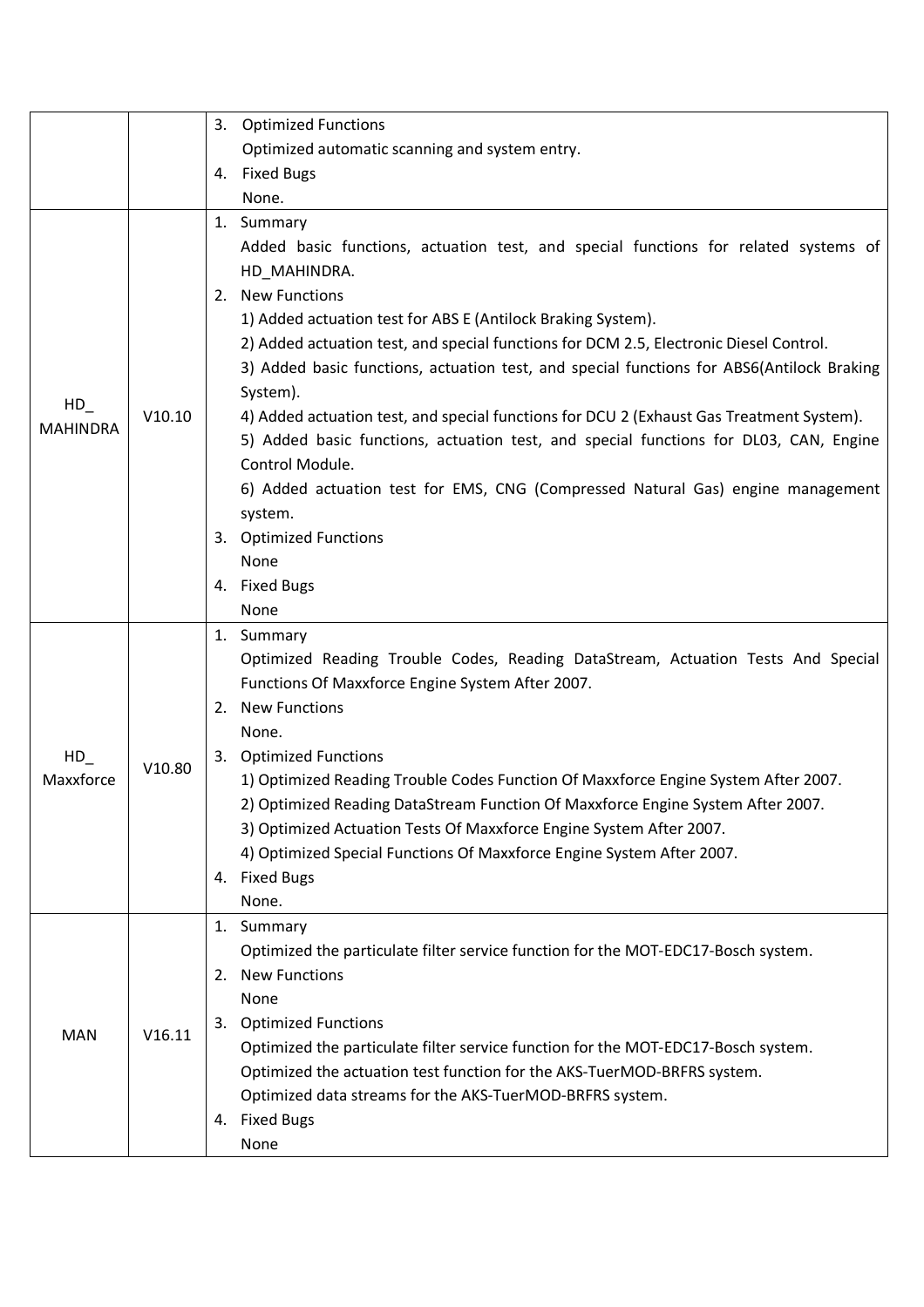| | | |
|---|---|---|
| | | 3. Optimized Functions<br>Optimized automatic scanning and system entry.<br>4. Fixed Bugs<br>None. |
| HD_ MAHINDRA | V10.10 | 1. Summary<br>Added basic functions, actuation test, and special functions for related systems of HD_MAHINDRA.<br>2. New Functions<br>1) Added actuation test for ABS E (Antilock Braking System).<br>2) Added actuation test, and special functions for DCM 2.5, Electronic Diesel Control.<br>3) Added basic functions, actuation test, and special functions for ABS6(Antilock Braking System).<br>4) Added actuation test, and special functions for DCU 2 (Exhaust Gas Treatment System).<br>5) Added basic functions, actuation test, and special functions for DL03, CAN, Engine Control Module.<br>6) Added actuation test for EMS, CNG (Compressed Natural Gas) engine management system.<br>3. Optimized Functions<br>None<br>4. Fixed Bugs<br>None |
| HD_ Maxxforce | V10.80 | 1. Summary<br>Optimized Reading Trouble Codes, Reading DataStream, Actuation Tests And Special Functions Of Maxxforce Engine System After 2007.<br>2. New Functions<br>None.<br>3. Optimized Functions<br>1) Optimized Reading Trouble Codes Function Of Maxxforce Engine System After 2007.<br>2) Optimized Reading DataStream Function Of Maxxforce Engine System After 2007.<br>3) Optimized Actuation Tests Of Maxxforce Engine System After 2007.<br>4) Optimized Special Functions Of Maxxforce Engine System After 2007.<br>4. Fixed Bugs<br>None. |
| MAN | V16.11 | 1. Summary<br>Optimized the particulate filter service function for the MOT-EDC17-Bosch system.<br>2. New Functions<br>None<br>3. Optimized Functions<br>Optimized the particulate filter service function for the MOT-EDC17-Bosch system.<br>Optimized the actuation test function for the AKS-TuerMOD-BRFRS system.<br>Optimized data streams for the AKS-TuerMOD-BRFRS system.<br>4. Fixed Bugs<br>None |